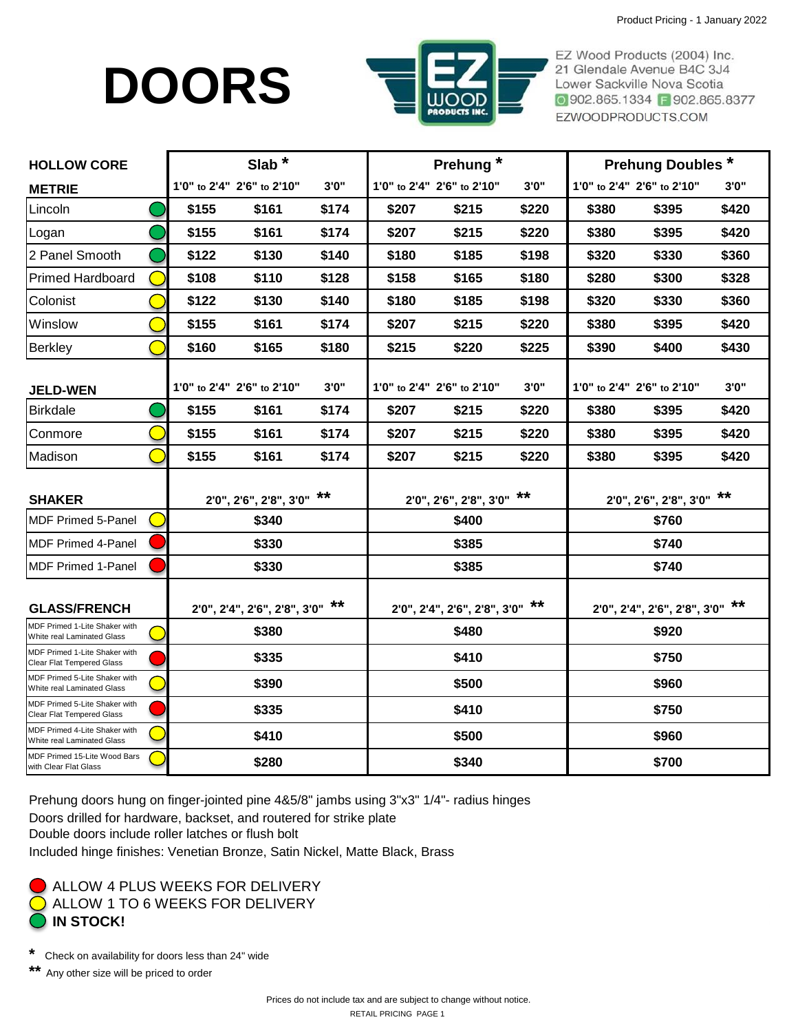Product Pricing - 1 January 2022

# DOORS

EZ Wood Products (2004) Inc.
21 Glendale Avenue B4C 3J4
Lower Sackville Nova Scotia
O 902.865.1334 F 902.865.8377
EZWOODPRODUCTS.COM

| HOLLOW CORE | Status | Slab * | | | Prehung * | | | Prehung Doubles * | | |
|---|---|---|---|---|---|---|---|---|---|---|
| **METRIE** | | 1'0" to 2'4" | 2'6" to 2'10" | 3'0" | 1'0" to 2'4" | 2'6" to 2'10" | 3'0" | 1'0" to 2'4" | 2'6" to 2'10" | 3'0" |
| Lincoln | Green | $155 | $161 | $174 | $207 | $215 | $220 | $380 | $395 | $420 |
| Logan | Green | $155 | $161 | $174 | $207 | $215 | $220 | $380 | $395 | $420 |
| 2 Panel Smooth | Green | $122 | $130 | $140 | $180 | $185 | $198 | $320 | $330 | $360 |
| Primed Hardboard | Yellow | $108 | $110 | $128 | $158 | $165 | $180 | $280 | $300 | $328 |
| Colonist | Yellow | $122 | $130 | $140 | $180 | $185 | $198 | $320 | $330 | $360 |
| Winslow | Yellow | $155 | $161 | $174 | $207 | $215 | $220 | $380 | $395 | $420 |
| Berkley | Yellow | $160 | $165 | $180 | $215 | $220 | $225 | $390 | $400 | $430 |
| **JELD-WEN** | | 1'0" to 2'4" | 2'6" to 2'10" | 3'0" | 1'0" to 2'4" | 2'6" to 2'10" | 3'0" | 1'0" to 2'4" | 2'6" to 2'10" | 3'0" |
| Birkdale | Green | $155 | $161 | $174 | $207 | $215 | $220 | $380 | $395 | $420 |
| Conmore | Yellow | $155 | $161 | $174 | $207 | $215 | $220 | $380 | $395 | $420 |
| Madison | Yellow | $155 | $161 | $174 | $207 | $215 | $220 | $380 | $395 | $420 |

| SHAKER | Status | 2'0", 2'6", 2'8", 3'0" ** | 2'0", 2'6", 2'8", 3'0" ** | 2'0", 2'6", 2'8", 3'0" ** |
|---|---|---|---|---|
| MDF Primed 5-Panel | Yellow | $340 | $400 | $760 |
| MDF Primed 4-Panel | Red | $330 | $385 | $740 |
| MDF Primed 1-Panel | Red | $330 | $385 | $740 |

| GLASS/FRENCH | Status | 2'0", 2'4", 2'6", 2'8", 3'0" ** | 2'0", 2'4", 2'6", 2'8", 3'0" ** | 2'0", 2'4", 2'6", 2'8", 3'0" ** |
|---|---|---|---|---|
| MDF Primed 1-Lite Shaker with White real Laminated Glass | Yellow | $380 | $480 | $920 |
| MDF Primed 1-Lite Shaker with Clear Flat Tempered Glass | Red | $335 | $410 | $750 |
| MDF Primed 5-Lite Shaker with White real Laminated Glass | Yellow | $390 | $500 | $960 |
| MDF Primed 5-Lite Shaker with Clear Flat Tempered Glass | Red | $335 | $410 | $750 |
| MDF Primed 4-Lite Shaker with White real Laminated Glass | Yellow | $410 | $500 | $960 |
| MDF Primed 15-Lite Wood Bars with Clear Flat Glass | Yellow | $280 | $340 | $700 |

Prehung doors hung on finger-jointed pine 4&5/8" jambs using 3"x3" 1/4"- radius hinges
Doors drilled for hardware, backset, and routered for strike plate
Double doors include roller latches or flush bolt
Included hinge finishes: Venetian Bronze, Satin Nickel, Matte Black, Brass

- Red: ALLOW 4 PLUS WEEKS FOR DELIVERY
- Yellow: ALLOW 1 TO 6 WEEKS FOR DELIVERY
- Green: **IN STOCK!**

\* Check on availability for doors less than 24" wide

\*\* Any other size will be priced to order

Prices do not include tax and are subject to change without notice.

RETAIL PRICING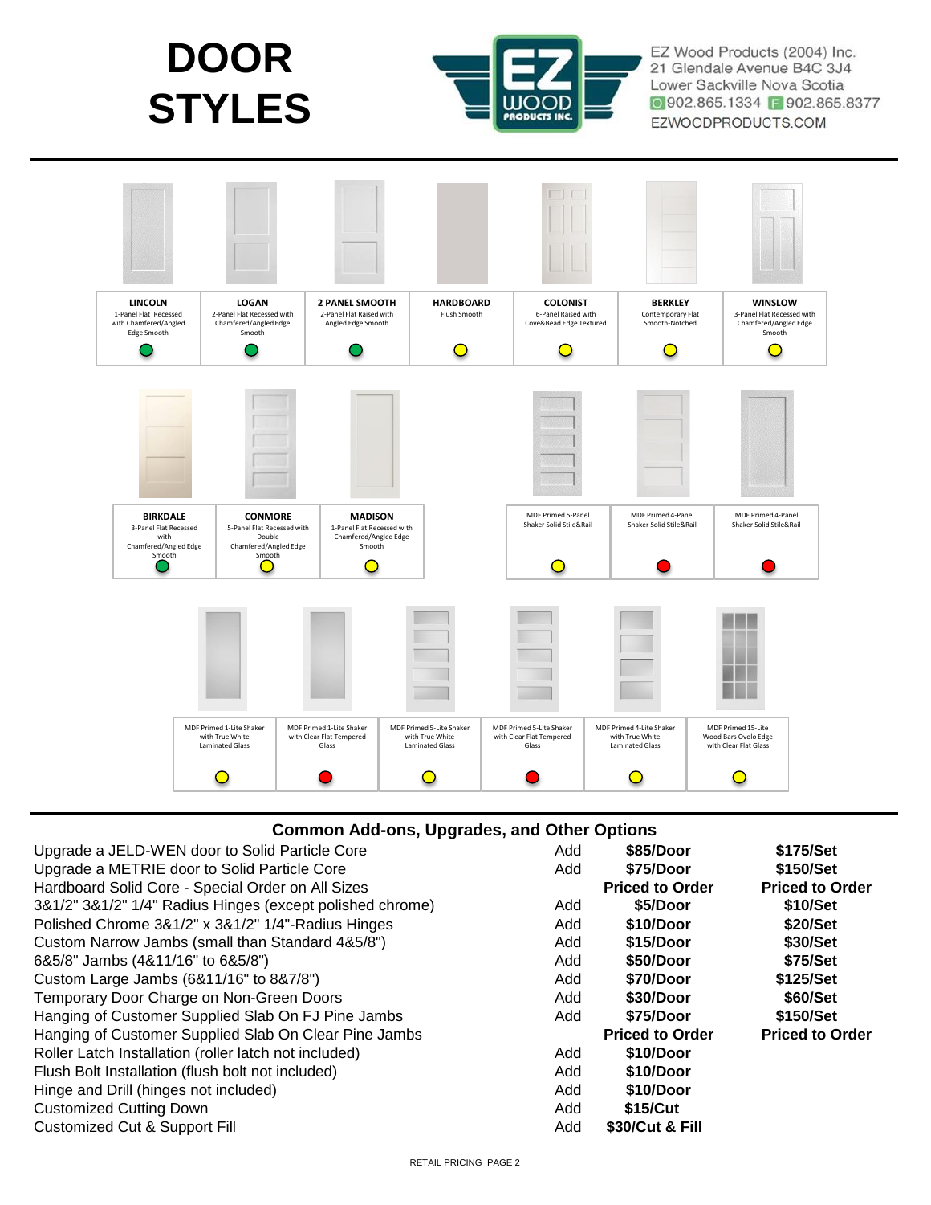# DOOR STYLES

EZ Wood Products (2004) Inc.
21 Glendale Avenue B4C 3J4
Lower Sackville Nova Scotia
O 902.865.1334 F 902.865.8377
EZWOODPRODUCTS.COM

| LINCOLN | LOGAN | 2 PANEL SMOOTH | HARDBOARD | COLONIST | BERKLEY | WINSLOW |
|---|---|---|---|---|---|---|
| 1-Panel Flat Recessed with Chamfered/Angled Edge Smooth | 2-Panel Flat Recessed with Chamfered/Angled Edge Smooth | 2-Panel Flat Raised with Angled Edge Smooth | Flush Smooth | 6-Panel Raised with Cove&Bead Edge Textured | Contemporary Flat Smooth-Notched | 3-Panel Flat Recessed with Chamfered/Angled Edge Smooth |
| Green | Green | Green | Yellow | Yellow | Yellow | Yellow |

| BIRKDALE | CONMORE | MADISON | MDF Primed 5-Panel Shaker Solid Stile&Rail | MDF Primed 4-Panel Shaker Solid Stile&Rail | MDF Primed 4-Panel Shaker Solid Stile&Rail |
|---|---|---|---|---|---|
| 3-Panel Flat Recessed with Chamfered/Angled Edge Smooth | 5-Panel Flat Recessed with Double Chamfered/Angled Edge Smooth | 1-Panel Flat Recessed with Chamfered/Angled Edge Smooth | | | |
| Green | Yellow | Yellow | Yellow | Red | Red |

| MDF Primed 1-Lite Shaker with True White Laminated Glass | MDF Primed 1-Lite Shaker with Clear Flat Tempered Glass | MDF Primed 5-Lite Shaker with True White Laminated Glass | MDF Primed 5-Lite Shaker with Clear Flat Tempered Glass | MDF Primed 4-Lite Shaker with True White Laminated Glass | MDF Primed 15-Lite Wood Bars Ovolo Edge with Clear Flat Glass |
|---|---|---|---|---|---|
| Yellow | Red | Yellow | Red | Yellow | Yellow |

## Common Add-ons, Upgrades, and Other Options

| Option | | Per Door | Per Set |
|---|---|---|---|
| Upgrade a JELD-WEN door to Solid Particle Core | Add | $85/Door | $175/Set |
| Upgrade a METRIE door to Solid Particle Core | Add | $75/Door | $150/Set |
| Hardboard Solid Core - Special Order on All Sizes | | Priced to Order | Priced to Order |
| 3&1/2" 3&1/2" 1/4" Radius Hinges (except polished chrome) | Add | $5/Door | $10/Set |
| Polished Chrome 3&1/2" x 3&1/2" 1/4"-Radius Hinges | Add | $10/Door | $20/Set |
| Custom Narrow Jambs (small than Standard 4&5/8") | Add | $15/Door | $30/Set |
| 6&5/8" Jambs (4&11/16" to 6&5/8") | Add | $50/Door | $75/Set |
| Custom Large Jambs (6&11/16" to 8&7/8") | Add | $70/Door | $125/Set |
| Temporary Door Charge on Non-Green Doors | Add | $30/Door | $60/Set |
| Hanging of Customer Supplied Slab On FJ Pine Jambs | Add | $75/Door | $150/Set |
| Hanging of Customer Supplied Slab On Clear Pine Jambs | | Priced to Order | Priced to Order |
| Roller Latch Installation (roller latch not included) | Add | $10/Door | |
| Flush Bolt Installation (flush bolt not included) | Add | $10/Door | |
| Hinge and Drill (hinges not included) | Add | $10/Door | |
| Customized Cutting Down | Add | $15/Cut | |
| Customized Cut & Support Fill | Add | $30/Cut & Fill | |

RETAIL PRICING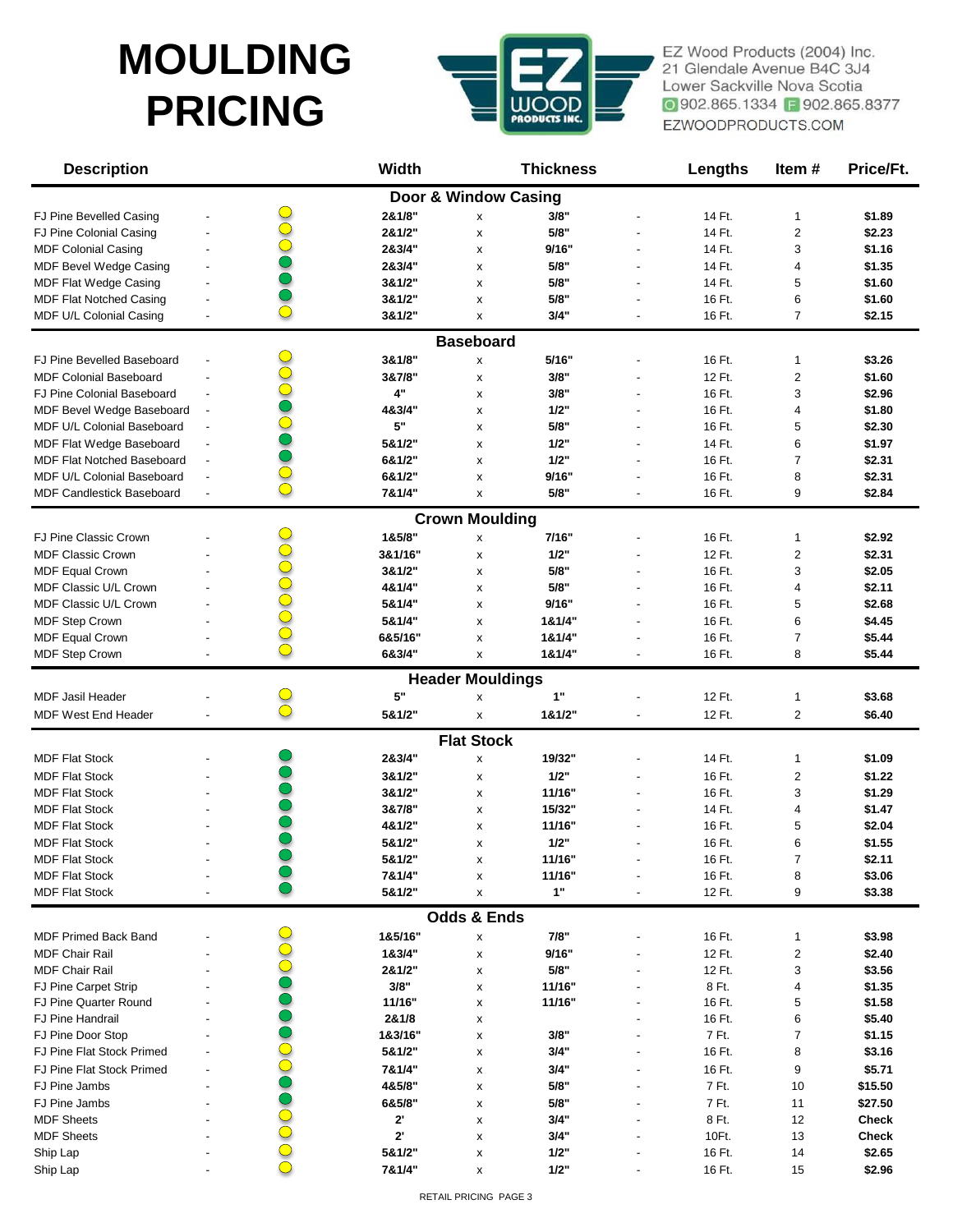# MOULDING PRICING

EZ Wood Products (2004) Inc.
21 Glendale Avenue B4C 3J4
Lower Sackville Nova Scotia
O 902.865.1334 F 902.865.8377
EZWOODPRODUCTS.COM

| Description | | Width | | Thickness | | Lengths | Item # | Price/Ft. |
|---|---|---|---|---|---|---|---|---|
| **Door & Window Casing** | | | | | | | | |
| FJ Pine Bevelled Casing | - | 2&1/8" | x | 3/8" | - | 14 Ft. | 1 | $1.89 |
| FJ Pine Colonial Casing | - | 2&1/2" | x | 5/8" | - | 14 Ft. | 2 | $2.23 |
| MDF Colonial Casing | - | 2&3/4" | x | 9/16" | - | 14 Ft. | 3 | $1.16 |
| MDF Bevel Wedge Casing | - | 2&3/4" | x | 5/8" | - | 14 Ft. | 4 | $1.35 |
| MDF Flat Wedge Casing | - | 3&1/2" | x | 5/8" | - | 14 Ft. | 5 | $1.60 |
| MDF Flat Notched Casing | - | 3&1/2" | x | 5/8" | - | 16 Ft. | 6 | $1.60 |
| MDF U/L Colonial Casing | - | 3&1/2" | x | 3/4" | - | 16 Ft. | 7 | $2.15 |
| **Baseboard** | | | | | | | | |
| FJ Pine Bevelled Baseboard | - | 3&1/8" | x | 5/16" | - | 16 Ft. | 1 | $3.26 |
| MDF Colonial Baseboard | - | 3&7/8" | x | 3/8" | - | 12 Ft. | 2 | $1.60 |
| FJ Pine Colonial Baseboard | - | 4" | x | 3/8" | - | 16 Ft. | 3 | $2.96 |
| MDF Bevel Wedge Baseboard | - | 4&3/4" | x | 1/2" | - | 16 Ft. | 4 | $1.80 |
| MDF U/L Colonial Baseboard | - | 5" | x | 5/8" | - | 16 Ft. | 5 | $2.30 |
| MDF Flat Wedge Baseboard | - | 5&1/2" | x | 1/2" | - | 14 Ft. | 6 | $1.97 |
| MDF Flat Notched Baseboard | - | 6&1/2" | x | 1/2" | - | 16 Ft. | 7 | $2.31 |
| MDF U/L Colonial Baseboard | - | 6&1/2" | x | 9/16" | - | 16 Ft. | 8 | $2.31 |
| MDF Candlestick Baseboard | - | 7&1/4" | x | 5/8" | - | 16 Ft. | 9 | $2.84 |
| **Crown Moulding** | | | | | | | | |
| FJ Pine Classic Crown | - | 1&5/8" | x | 7/16" | - | 16 Ft. | 1 | $2.92 |
| MDF Classic Crown | - | 3&1/16" | x | 1/2" | - | 12 Ft. | 2 | $2.31 |
| MDF Equal Crown | - | 3&1/2" | x | 5/8" | - | 16 Ft. | 3 | $2.05 |
| MDF Classic U/L Crown | - | 4&1/4" | x | 5/8" | - | 16 Ft. | 4 | $2.11 |
| MDF Classic U/L Crown | - | 5&1/4" | x | 9/16" | - | 16 Ft. | 5 | $2.68 |
| MDF Step Crown | - | 5&1/4" | x | 1&1/4" | - | 16 Ft. | 6 | $4.45 |
| MDF Equal Crown | - | 6&5/16" | x | 1&1/4" | - | 16 Ft. | 7 | $5.44 |
| MDF Step Crown | - | 6&3/4" | x | 1&1/4" | - | 16 Ft. | 8 | $5.44 |
| **Header Mouldings** | | | | | | | | |
| MDF Jasil Header | - | 5" | x | 1" | - | 12 Ft. | 1 | $3.68 |
| MDF West End Header | - | 5&1/2" | x | 1&1/2" | - | 12 Ft. | 2 | $6.40 |
| **Flat Stock** | | | | | | | | |
| MDF Flat Stock | - | 2&3/4" | x | 19/32" | - | 14 Ft. | 1 | $1.09 |
| MDF Flat Stock | - | 3&1/2" | x | 1/2" | - | 16 Ft. | 2 | $1.22 |
| MDF Flat Stock | - | 3&1/2" | x | 11/16" | - | 16 Ft. | 3 | $1.29 |
| MDF Flat Stock | - | 3&7/8" | x | 15/32" | - | 14 Ft. | 4 | $1.47 |
| MDF Flat Stock | - | 4&1/2" | x | 11/16" | - | 16 Ft. | 5 | $2.04 |
| MDF Flat Stock | - | 5&1/2" | x | 1/2" | - | 16 Ft. | 6 | $1.55 |
| MDF Flat Stock | - | 5&1/2" | x | 11/16" | - | 16 Ft. | 7 | $2.11 |
| MDF Flat Stock | - | 7&1/4" | x | 11/16" | - | 16 Ft. | 8 | $3.06 |
| MDF Flat Stock | - | 5&1/2" | x | 1" | - | 12 Ft. | 9 | $3.38 |
| **Odds & Ends** | | | | | | | | |
| MDF Primed Back Band | - | 1&5/16" | x | 7/8" | - | 16 Ft. | 1 | $3.98 |
| MDF Chair Rail | - | 1&3/4" | x | 9/16" | - | 12 Ft. | 2 | $2.40 |
| MDF Chair Rail | - | 2&1/2" | x | 5/8" | - | 12 Ft. | 3 | $3.56 |
| FJ Pine Carpet Strip | - | 3/8" | x | 11/16" | - | 8 Ft. | 4 | $1.35 |
| FJ Pine Quarter Round | - | 11/16" | x | 11/16" | - | 16 Ft. | 5 | $1.58 |
| FJ Pine Handrail | - | 2&1/8 | x | | - | 16 Ft. | 6 | $5.40 |
| FJ Pine Door Stop | - | 1&3/16" | x | 3/8" | - | 7 Ft. | 7 | $1.15 |
| FJ Pine Flat Stock Primed | - | 5&1/2" | x | 3/4" | - | 16 Ft. | 8 | $3.16 |
| FJ Pine Flat Stock Primed | - | 7&1/4" | x | 3/4" | - | 16 Ft. | 9 | $5.71 |
| FJ Pine Jambs | - | 4&5/8" | x | 5/8" | - | 7 Ft. | 10 | $15.50 |
| FJ Pine Jambs | - | 6&5/8" | x | 5/8" | - | 7 Ft. | 11 | $27.50 |
| MDF Sheets | - | 2' | x | 3/4" | - | 8 Ft. | 12 | Check |
| MDF Sheets | - | 2' | x | 3/4" | - | 10Ft. | 13 | Check |
| Ship Lap | - | 5&1/2" | x | 1/2" | - | 16 Ft. | 14 | $2.65 |
| Ship Lap | - | 7&1/4" | x | 1/2" | - | 16 Ft. | 15 | $2.96 |

RETAIL PRICING PAGE 3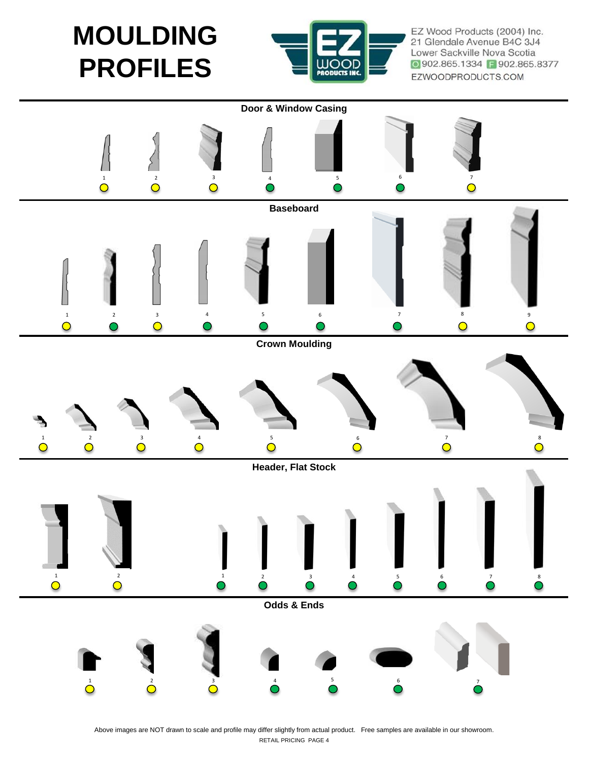# MOULDING PROFILES

EZ Wood Products (2004) Inc.
21 Glendale Avenue B4C 3J4
Lower Sackville Nova Scotia
O 902.865.1334 F 902.865.8377
EZWOODPRODUCTS.COM

## Door & Window Casing

1 2 3 4 5 6 7

## Baseboard

1 2 3 4 5 6 7 8 9

## Crown Moulding

1 2 3 4 5 6 7 8

## Header, Flat Stock

1 2 1 2 3 4 5 6 7 8

## Odds & Ends

1 2 3 4 5 6 7

Above images are NOT drawn to scale and profile may differ slightly from actual product. Free samples are available in our showroom.

RETAIL PRICING PAGE 4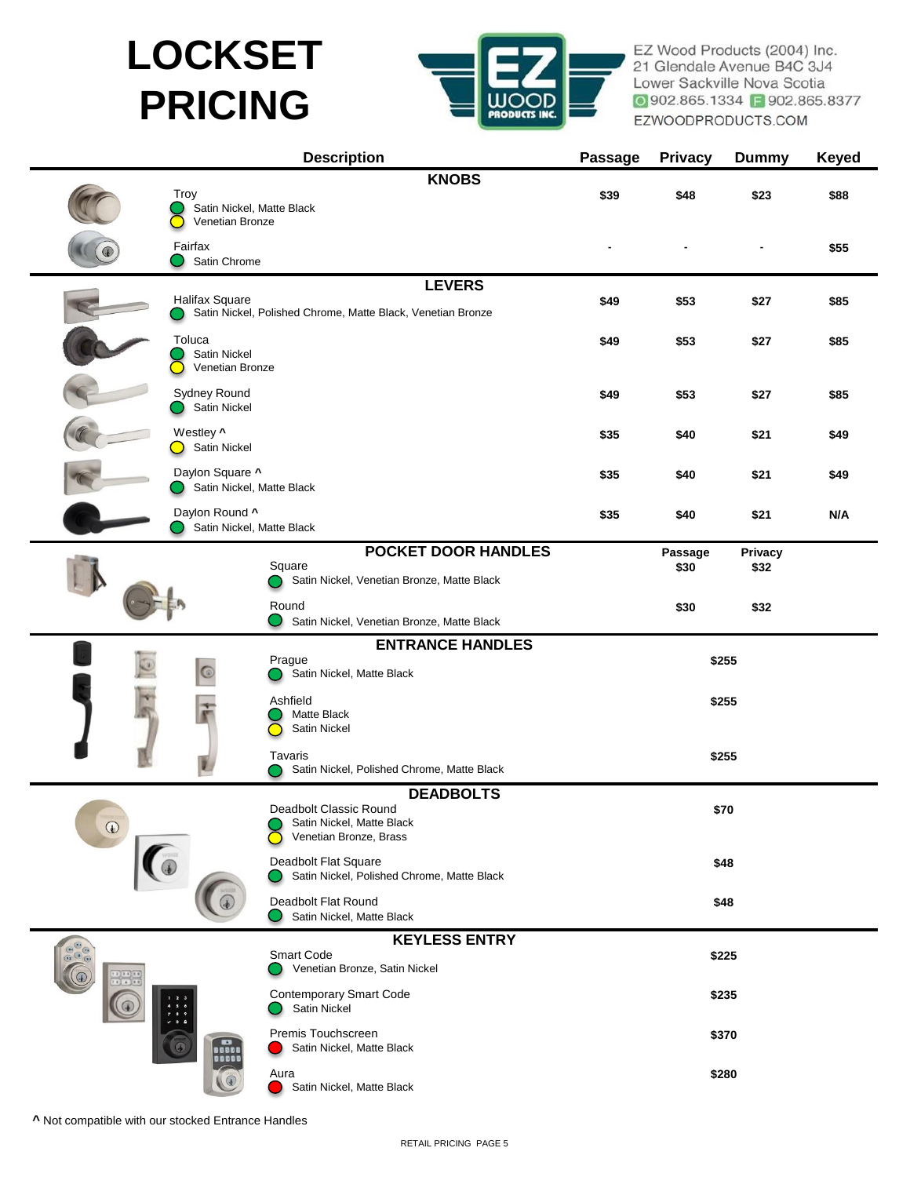# LOCKSET PRICING

EZ Wood Products (2004) Inc.
21 Glendale Avenue B4C 3J4
Lower Sackville Nova Scotia
O 902.865.1334 F 902.865.8377
EZWOODPRODUCTS.COM

| Description | Passage | Privacy | Dummy | Keyed |
|---|---|---|---|---|
| **KNOBS** | | | | |
| Troy<br>Satin Nickel, Matte Black<br>Venetian Bronze | $39 | $48 | $23 | $88 |
| Fairfax<br>Satin Chrome | - | - | - | $55 |
| **LEVERS** | | | | |
| Halifax Square<br>Satin Nickel, Polished Chrome, Matte Black, Venetian Bronze | $49 | $53 | $27 | $85 |
| Toluca<br>Satin Nickel<br>Venetian Bronze | $49 | $53 | $27 | $85 |
| Sydney Round<br>Satin Nickel | $49 | $53 | $27 | $85 |
| Westley ^<br>Satin Nickel | $35 | $40 | $21 | $49 |
| Daylon Square ^<br>Satin Nickel, Matte Black | $35 | $40 | $21 | $49 |
| Daylon Round ^<br>Satin Nickel, Matte Black | $35 | $40 | $21 | N/A |

**POCKET DOOR HANDLES**

| Description | Passage | Privacy |
|---|---|---|
| Square<br>Satin Nickel, Venetian Bronze, Matte Black | $30 | $32 |
| Round<br>Satin Nickel, Venetian Bronze, Matte Black | $30 | $32 |

| Description | Price |
|---|---|
| **ENTRANCE HANDLES** | |
| Prague<br>Satin Nickel, Matte Black | $255 |
| Ashfield<br>Matte Black<br>Satin Nickel | $255 |
| Tavaris<br>Satin Nickel, Polished Chrome, Matte Black | $255 |
| **DEADBOLTS** | |
| Deadbolt Classic Round<br>Satin Nickel, Matte Black<br>Venetian Bronze, Brass | $70 |
| Deadbolt Flat Square<br>Satin Nickel, Polished Chrome, Matte Black | $48 |
| Deadbolt Flat Round<br>Satin Nickel, Matte Black | $48 |
| **KEYLESS ENTRY** | |
| Smart Code<br>Venetian Bronze, Satin Nickel | $225 |
| Contemporary Smart Code<br>Satin Nickel | $235 |
| Premis Touchscreen<br>Satin Nickel, Matte Black | $370 |
| Aura<br>Satin Nickel, Matte Black | $280 |

^ Not compatible with our stocked Entrance Handles

RETAIL PRICING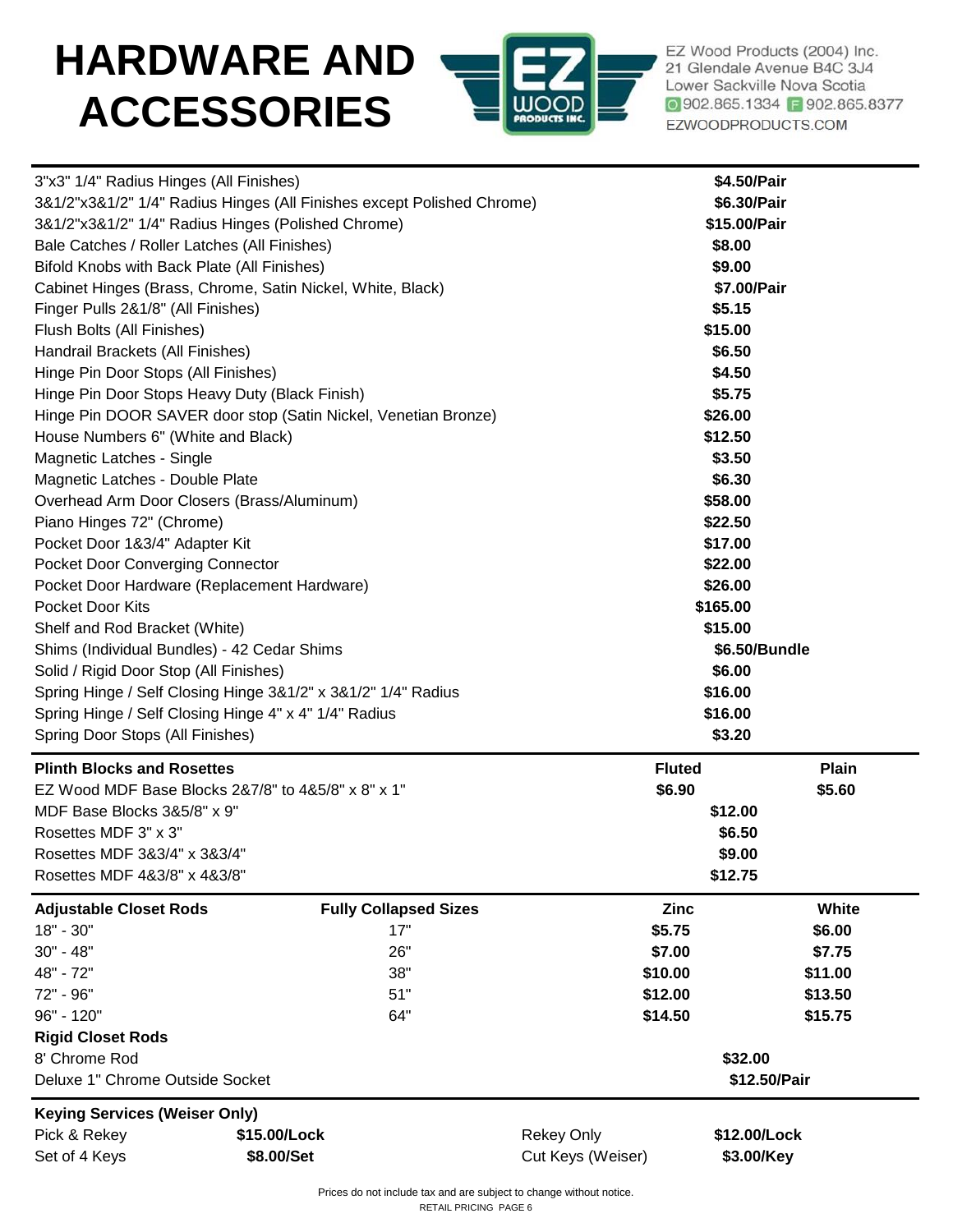# HARDWARE AND ACCESSORIES

EZ Wood Products (2004) Inc.
21 Glendale Avenue B4C 3J4
Lower Sackville Nova Scotia
O 902.865.1334 F 902.865.8377
EZWOODPRODUCTS.COM

| | |
|---|---|
| 3"x3" 1/4" Radius Hinges (All Finishes) | **$4.50/Pair** |
| 3&1/2"x3&1/2" 1/4" Radius Hinges (All Finishes except Polished Chrome) | **$6.30/Pair** |
| 3&1/2"x3&1/2" 1/4" Radius Hinges (Polished Chrome) | **$15.00/Pair** |
| Bale Catches / Roller Latches (All Finishes) | **$8.00** |
| Bifold Knobs with Back Plate (All Finishes) | **$9.00** |
| Cabinet Hinges (Brass, Chrome, Satin Nickel, White, Black) | **$7.00/Pair** |
| Finger Pulls 2&1/8" (All Finishes) | **$5.15** |
| Flush Bolts (All Finishes) | **$15.00** |
| Handrail Brackets (All Finishes) | **$6.50** |
| Hinge Pin Door Stops (All Finishes) | **$4.50** |
| Hinge Pin Door Stops Heavy Duty (Black Finish) | **$5.75** |
| Hinge Pin DOOR SAVER door stop (Satin Nickel, Venetian Bronze) | **$26.00** |
| House Numbers 6" (White and Black) | **$12.50** |
| Magnetic Latches - Single | **$3.50** |
| Magnetic Latches - Double Plate | **$6.30** |
| Overhead Arm Door Closers (Brass/Aluminum) | **$58.00** |
| Piano Hinges 72" (Chrome) | **$22.50** |
| Pocket Door 1&3/4" Adapter Kit | **$17.00** |
| Pocket Door Converging Connector | **$22.00** |
| Pocket Door Hardware (Replacement Hardware) | **$26.00** |
| Pocket Door Kits | **$165.00** |
| Shelf and Rod Bracket (White) | **$15.00** |
| Shims (Individual Bundles) - 42 Cedar Shims | **$6.50/Bundle** |
| Solid / Rigid Door Stop (All Finishes) | **$6.00** |
| Spring Hinge / Self Closing Hinge 3&1/2" x 3&1/2" 1/4" Radius | **$16.00** |
| Spring Hinge / Self Closing Hinge 4" x 4" 1/4" Radius | **$16.00** |
| Spring Door Stops (All Finishes) | **$3.20** |

| **Plinth Blocks and Rosettes** | **Fluted** | **Plain** |
|---|---|---|
| EZ Wood MDF Base Blocks 2&7/8" to 4&5/8" x 8" x 1" | **$6.90** | **$5.60** |
| MDF Base Blocks 3&5/8" x 9" | **$12.00** | |
| Rosettes MDF 3" x 3" | **$6.50** | |
| Rosettes MDF 3&3/4" x 3&3/4" | **$9.00** | |
| Rosettes MDF 4&3/8" x 4&3/8" | **$12.75** | |

| **Adjustable Closet Rods** | **Fully Collapsed Sizes** | **Zinc** | **White** |
|---|---|---|---|
| 18" - 30" | 17" | **$5.75** | **$6.00** |
| 30" - 48" | 26" | **$7.00** | **$7.75** |
| 48" - 72" | 38" | **$10.00** | **$11.00** |
| 72" - 96" | 51" | **$12.00** | **$13.50** |
| 96" - 120" | 64" | **$14.50** | **$15.75** |
| **Rigid Closet Rods** | | | |
| 8' Chrome Rod | | **$32.00** | |
| Deluxe 1" Chrome Outside Socket | | **$12.50/Pair** | |

| **Keying Services (Weiser Only)** | | | |
|---|---|---|---|
| Pick & Rekey | **$15.00/Lock** | Rekey Only | **$12.00/Lock** |
| Set of 4 Keys | **$8.00/Set** | Cut Keys (Weiser) | **$3.00/Key** |

Prices do not include tax and are subject to change without notice.

RETAIL PRICING PAGE 6